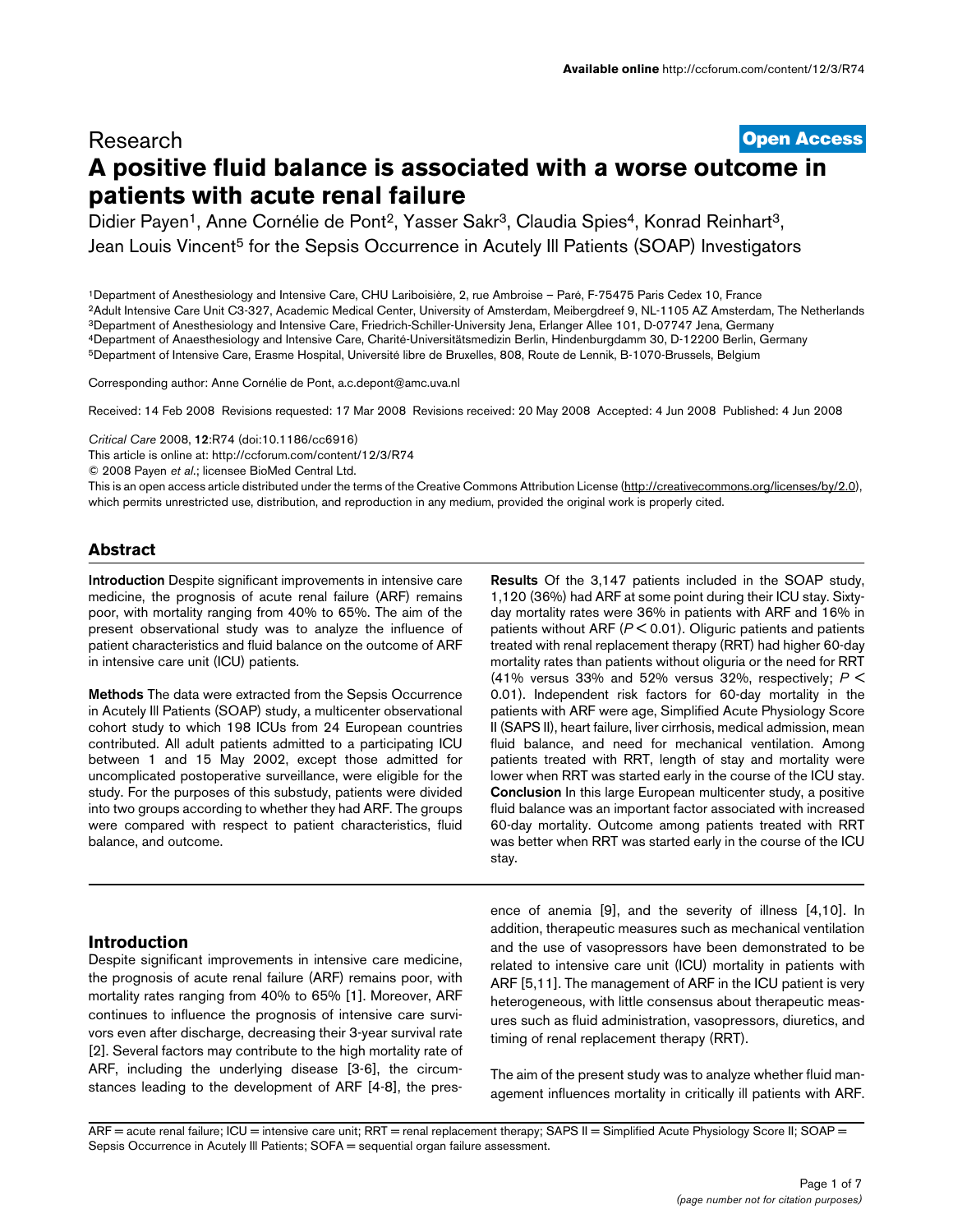Research

Open Access

# A positive fluid balance is associated with a worse outcome in patients with acute renal failure

Didier Payen[1], Anne Cornélie de Pont[2], Yasser Sakr[3], Claudia Spies[4], Konrad Reinhart[3], Jean Louis Vincent[5] for the Sepsis Occurrence in Acutely Ill Patients (SOAP) Investigators

[1]Department of Anesthesiology and Intensive Care, CHU Lariboisière, 2, rue Ambroise – Paré, F-75475 Paris Cedex 10, France
[2]Adult Intensive Care Unit C3-327, Academic Medical Center, University of Amsterdam, Meibergdreef 9, NL-1105 AZ Amsterdam, The Netherlands
[3]Department of Anesthesiology and Intensive Care, Friedrich-Schiller-University Jena, Erlanger Allee 101, D-07747 Jena, Germany
[4]Department of Anaesthesiology and Intensive Care, Charité-Universitätsmedizin Berlin, Hindenburgdamm 30, D-12200 Berlin, Germany
[5]Department of Intensive Care, Erasme Hospital, Université libre de Bruxelles, 808, Route de Lennik, B-1070-Brussels, Belgium

Corresponding author: Anne Cornélie de Pont, a.c.depont@amc.uva.nl

Received: 14 Feb 2008 Revisions requested: 17 Mar 2008 Revisions received: 20 May 2008 Accepted: 4 Jun 2008 Published: 4 Jun 2008

*Critical Care* 2008, **12**:R74 (doi:10.1186/cc6916)
This article is online at: http://ccforum.com/content/12/3/R74
© 2008 Payen *et al.*; licensee BioMed Central Ltd.
This is an open access article distributed under the terms of the Creative Commons Attribution License (http://creativecommons.org/licenses/by/2.0), which permits unrestricted use, distribution, and reproduction in any medium, provided the original work is properly cited.

## Abstract

**Introduction** Despite significant improvements in intensive care medicine, the prognosis of acute renal failure (ARF) remains poor, with mortality ranging from 40% to 65%. The aim of the present observational study was to analyze the influence of patient characteristics and fluid balance on the outcome of ARF in intensive care unit (ICU) patients.

**Methods** The data were extracted from the Sepsis Occurrence in Acutely Ill Patients (SOAP) study, a multicenter observational cohort study to which 198 ICUs from 24 European countries contributed. All adult patients admitted to a participating ICU between 1 and 15 May 2002, except those admitted for uncomplicated postoperative surveillance, were eligible for the study. For the purposes of this substudy, patients were divided into two groups according to whether they had ARF. The groups were compared with respect to patient characteristics, fluid balance, and outcome.

**Results** Of the 3,147 patients included in the SOAP study, 1,120 (36%) had ARF at some point during their ICU stay. Sixty-day mortality rates were 36% in patients with ARF and 16% in patients without ARF ($P < 0.01$). Oliguric patients and patients treated with renal replacement therapy (RRT) had higher 60-day mortality rates than patients without oliguria or the need for RRT (41% versus 33% and 52% versus 32%, respectively; $P < 0.01$). Independent risk factors for 60-day mortality in the patients with ARF were age, Simplified Acute Physiology Score II (SAPS II), heart failure, liver cirrhosis, medical admission, mean fluid balance, and need for mechanical ventilation. Among patients treated with RRT, length of stay and mortality were lower when RRT was started early in the course of the ICU stay.

**Conclusion** In this large European multicenter study, a positive fluid balance was an important factor associated with increased 60-day mortality. Outcome among patients treated with RRT was better when RRT was started early in the course of the ICU stay.

## Introduction

Despite significant improvements in intensive care medicine, the prognosis of acute renal failure (ARF) remains poor, with mortality rates ranging from 40% to 65% [1]. Moreover, ARF continues to influence the prognosis of intensive care survivors even after discharge, decreasing their 3-year survival rate [2]. Several factors may contribute to the high mortality rate of ARF, including the underlying disease [3-6], the circumstances leading to the development of ARF [4-8], the presence of anemia [9], and the severity of illness [4,10]. In addition, therapeutic measures such as mechanical ventilation and the use of vasopressors have been demonstrated to be related to intensive care unit (ICU) mortality in patients with ARF [5,11]. The management of ARF in the ICU patient is very heterogeneous, with little consensus about therapeutic measures such as fluid administration, vasopressors, diuretics, and timing of renal replacement therapy (RRT).

The aim of the present study was to analyze whether fluid management influences mortality in critically ill patients with ARF.

ARF = acute renal failure; ICU = intensive care unit; RRT = renal replacement therapy; SAPS II = Simplified Acute Physiology Score II; SOAP = Sepsis Occurrence in Acutely Ill Patients; SOFA = sequential organ failure assessment.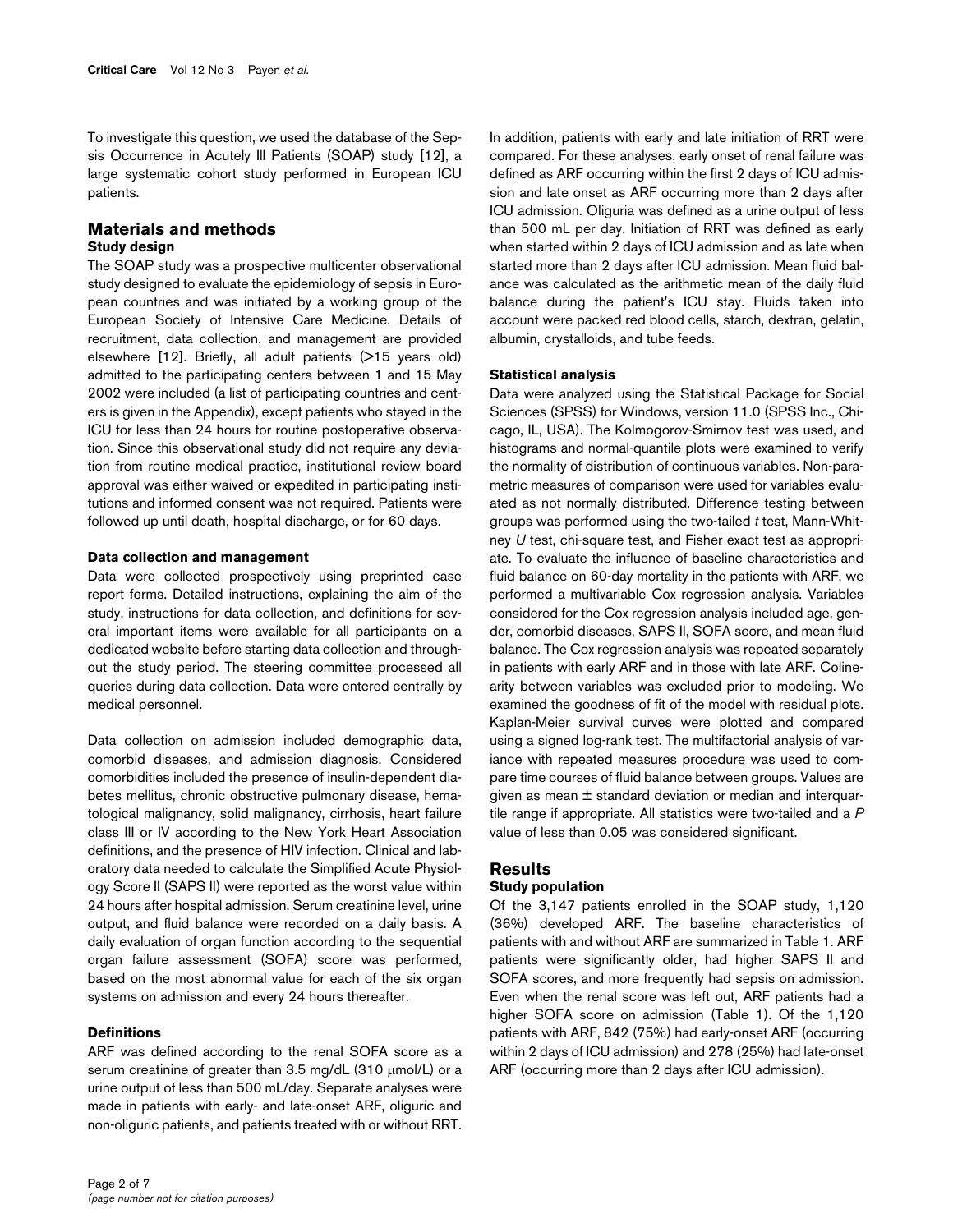To investigate this question, we used the database of the Sepsis Occurrence in Acutely Ill Patients (SOAP) study [12], a large systematic cohort study performed in European ICU patients.

## Materials and methods

### Study design

The SOAP study was a prospective multicenter observational study designed to evaluate the epidemiology of sepsis in European countries and was initiated by a working group of the European Society of Intensive Care Medicine. Details of recruitment, data collection, and management are provided elsewhere [12]. Briefly, all adult patients (>15 years old) admitted to the participating centers between 1 and 15 May 2002 were included (a list of participating countries and centers is given in the Appendix), except patients who stayed in the ICU for less than 24 hours for routine postoperative observation. Since this observational study did not require any deviation from routine medical practice, institutional review board approval was either waived or expedited in participating institutions and informed consent was not required. Patients were followed up until death, hospital discharge, or for 60 days.

### Data collection and management

Data were collected prospectively using preprinted case report forms. Detailed instructions, explaining the aim of the study, instructions for data collection, and definitions for several important items were available for all participants on a dedicated website before starting data collection and throughout the study period. The steering committee processed all queries during data collection. Data were entered centrally by medical personnel.

Data collection on admission included demographic data, comorbid diseases, and admission diagnosis. Considered comorbidities included the presence of insulin-dependent diabetes mellitus, chronic obstructive pulmonary disease, hematological malignancy, solid malignancy, cirrhosis, heart failure class III or IV according to the New York Heart Association definitions, and the presence of HIV infection. Clinical and laboratory data needed to calculate the Simplified Acute Physiology Score II (SAPS II) were reported as the worst value within 24 hours after hospital admission. Serum creatinine level, urine output, and fluid balance were recorded on a daily basis. A daily evaluation of organ function according to the sequential organ failure assessment (SOFA) score was performed, based on the most abnormal value for each of the six organ systems on admission and every 24 hours thereafter.

### Definitions

ARF was defined according to the renal SOFA score as a serum creatinine of greater than 3.5 mg/dL (310 μmol/L) or a urine output of less than 500 mL/day. Separate analyses were made in patients with early- and late-onset ARF, oliguric and non-oliguric patients, and patients treated with or without RRT. In addition, patients with early and late initiation of RRT were compared. For these analyses, early onset of renal failure was defined as ARF occurring within the first 2 days of ICU admission and late onset as ARF occurring more than 2 days after ICU admission. Oliguria was defined as a urine output of less than 500 mL per day. Initiation of RRT was defined as early when started within 2 days of ICU admission and as late when started more than 2 days after ICU admission. Mean fluid balance was calculated as the arithmetic mean of the daily fluid balance during the patient's ICU stay. Fluids taken into account were packed red blood cells, starch, dextran, gelatin, albumin, crystalloids, and tube feeds.

### Statistical analysis

Data were analyzed using the Statistical Package for Social Sciences (SPSS) for Windows, version 11.0 (SPSS Inc., Chicago, IL, USA). The Kolmogorov-Smirnov test was used, and histograms and normal-quantile plots were examined to verify the normality of distribution of continuous variables. Non-parametric measures of comparison were used for variables evaluated as not normally distributed. Difference testing between groups was performed using the two-tailed *t* test, Mann-Whitney *U* test, chi-square test, and Fisher exact test as appropriate. To evaluate the influence of baseline characteristics and fluid balance on 60-day mortality in the patients with ARF, we performed a multivariable Cox regression analysis. Variables considered for the Cox regression analysis included age, gender, comorbid diseases, SAPS II, SOFA score, and mean fluid balance. The Cox regression analysis was repeated separately in patients with early ARF and in those with late ARF. Colinearity between variables was excluded prior to modeling. We examined the goodness of fit of the model with residual plots. Kaplan-Meier survival curves were plotted and compared using a signed log-rank test. The multifactorial analysis of variance with repeated measures procedure was used to compare time courses of fluid balance between groups. Values are given as mean ± standard deviation or median and interquartile range if appropriate. All statistics were two-tailed and a *P* value of less than 0.05 was considered significant.

## Results

### Study population

Of the 3,147 patients enrolled in the SOAP study, 1,120 (36%) developed ARF. The baseline characteristics of patients with and without ARF are summarized in Table 1. ARF patients were significantly older, had higher SAPS II and SOFA scores, and more frequently had sepsis on admission. Even when the renal score was left out, ARF patients had a higher SOFA score on admission (Table 1). Of the 1,120 patients with ARF, 842 (75%) had early-onset ARF (occurring within 2 days of ICU admission) and 278 (25%) had late-onset ARF (occurring more than 2 days after ICU admission).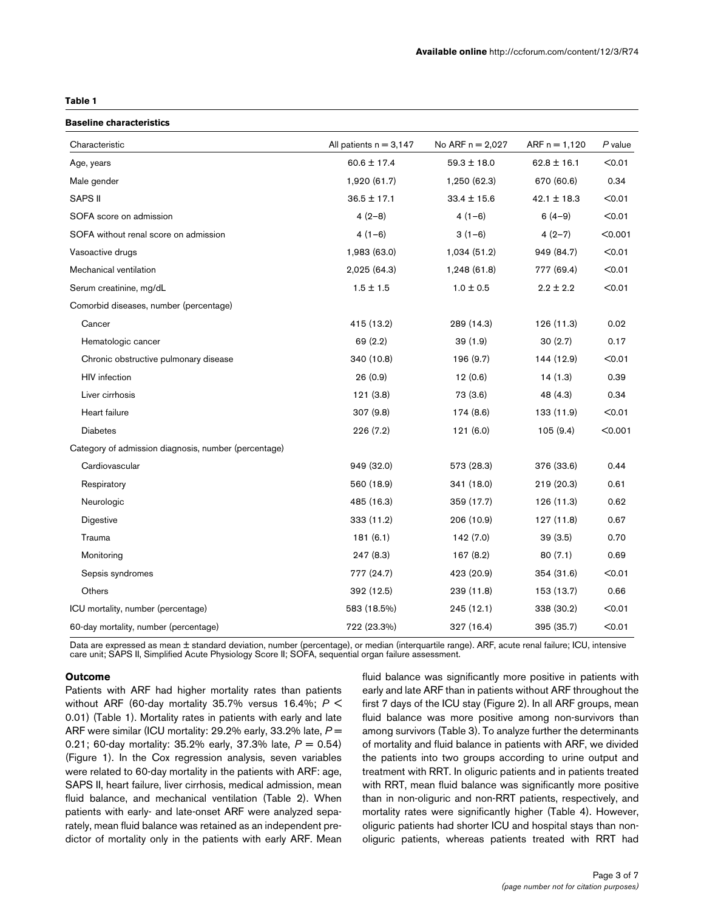**Table 1**

**Baseline characteristics**

| Characteristic | All patients n = 3,147 | No ARF n = 2,027 | ARF n = 1,120 | *P* value |
|---|---|---|---|---|
| Age, years | 60.6 ± 17.4 | 59.3 ± 18.0 | 62.8 ± 16.1 | <0.01 |
| Male gender | 1,920 (61.7) | 1,250 (62.3) | 670 (60.6) | 0.34 |
| SAPS II | 36.5 ± 17.1 | 33.4 ± 15.6 | 42.1 ± 18.3 | <0.01 |
| SOFA score on admission | 4 (2–8) | 4 (1–6) | 6 (4–9) | <0.01 |
| SOFA without renal score on admission | 4 (1–6) | 3 (1–6) | 4 (2–7) | <0.001 |
| Vasoactive drugs | 1,983 (63.0) | 1,034 (51.2) | 949 (84.7) | <0.01 |
| Mechanical ventilation | 2,025 (64.3) | 1,248 (61.8) | 777 (69.4) | <0.01 |
| Serum creatinine, mg/dL | 1.5 ± 1.5 | 1.0 ± 0.5 | 2.2 ± 2.2 | <0.01 |
| Comorbid diseases, number (percentage) | | | | |
| Cancer | 415 (13.2) | 289 (14.3) | 126 (11.3) | 0.02 |
| Hematologic cancer | 69 (2.2) | 39 (1.9) | 30 (2.7) | 0.17 |
| Chronic obstructive pulmonary disease | 340 (10.8) | 196 (9.7) | 144 (12.9) | <0.01 |
| HIV infection | 26 (0.9) | 12 (0.6) | 14 (1.3) | 0.39 |
| Liver cirrhosis | 121 (3.8) | 73 (3.6) | 48 (4.3) | 0.34 |
| Heart failure | 307 (9.8) | 174 (8.6) | 133 (11.9) | <0.01 |
| Diabetes | 226 (7.2) | 121 (6.0) | 105 (9.4) | <0.001 |
| Category of admission diagnosis, number (percentage) | | | | |
| Cardiovascular | 949 (32.0) | 573 (28.3) | 376 (33.6) | 0.44 |
| Respiratory | 560 (18.9) | 341 (18.0) | 219 (20.3) | 0.61 |
| Neurologic | 485 (16.3) | 359 (17.7) | 126 (11.3) | 0.62 |
| Digestive | 333 (11.2) | 206 (10.9) | 127 (11.8) | 0.67 |
| Trauma | 181 (6.1) | 142 (7.0) | 39 (3.5) | 0.70 |
| Monitoring | 247 (8.3) | 167 (8.2) | 80 (7.1) | 0.69 |
| Sepsis syndromes | 777 (24.7) | 423 (20.9) | 354 (31.6) | <0.01 |
| Others | 392 (12.5) | 239 (11.8) | 153 (13.7) | 0.66 |
| ICU mortality, number (percentage) | 583 (18.5%) | 245 (12.1) | 338 (30.2) | <0.01 |
| 60-day mortality, number (percentage) | 722 (23.3%) | 327 (16.4) | 395 (35.7) | <0.01 |

Data are expressed as mean ± standard deviation, number (percentage), or median (interquartile range). ARF, acute renal failure; ICU, intensive care unit; SAPS II, Simplified Acute Physiology Score II; SOFA, sequential organ failure assessment.

### Outcome

Patients with ARF had higher mortality rates than patients without ARF (60-day mortality 35.7% versus 16.4%; $P < 0.01$) (Table 1). Mortality rates in patients with early and late ARF were similar (ICU mortality: 29.2% early, 33.2% late, $P = 0.21$; 60-day mortality: 35.2% early, 37.3% late, $P = 0.54$) (Figure 1). In the Cox regression analysis, seven variables were related to 60-day mortality in the patients with ARF: age, SAPS II, heart failure, liver cirrhosis, medical admission, mean fluid balance, and mechanical ventilation (Table 2). When patients with early- and late-onset ARF were analyzed separately, mean fluid balance was retained as an independent predictor of mortality only in the patients with early ARF. Mean fluid balance was significantly more positive in patients with early and late ARF than in patients without ARF throughout the first 7 days of the ICU stay (Figure 2). In all ARF groups, mean fluid balance was more positive among non-survivors than among survivors (Table 3). To analyze further the determinants of mortality and fluid balance in patients with ARF, we divided the patients into two groups according to urine output and treatment with RRT. In oliguric patients and in patients treated with RRT, mean fluid balance was significantly more positive than in non-oliguric and non-RRT patients, respectively, and mortality rates were significantly higher (Table 4). However, oliguric patients had shorter ICU and hospital stays than non-oliguric patients, whereas patients treated with RRT had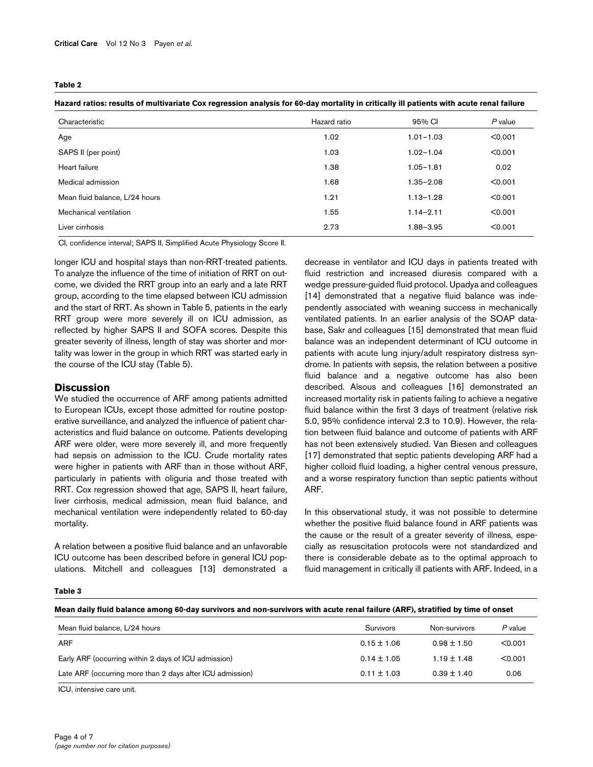**Table 2**

**Hazard ratios: results of multivariate Cox regression analysis for 60-day mortality in critically ill patients with acute renal failure**

| Characteristic | Hazard ratio | 95% CI | *P* value |
|---|---|---|---|
| Age | 1.02 | 1.01–1.03 | <0.001 |
| SAPS II (per point) | 1.03 | 1.02–1.04 | <0.001 |
| Heart failure | 1.38 | 1.05–1.81 | 0.02 |
| Medical admission | 1.68 | 1.35–2.08 | <0.001 |
| Mean fluid balance, L/24 hours | 1.21 | 1.13–1.28 | <0.001 |
| Mechanical ventilation | 1.55 | 1.14–2.11 | <0.001 |
| Liver cirrhosis | 2.73 | 1.88–3.95 | <0.001 |

CI, confidence interval; SAPS II, Simplified Acute Physiology Score II.

longer ICU and hospital stays than non-RRT-treated patients. To analyze the influence of the time of initiation of RRT on outcome, we divided the RRT group into an early and a late RRT group, according to the time elapsed between ICU admission and the start of RRT. As shown in Table 5, patients in the early RRT group were more severely ill on ICU admission, as reflected by higher SAPS II and SOFA scores. Despite this greater severity of illness, length of stay was shorter and mortality was lower in the group in which RRT was started early in the course of the ICU stay (Table 5).

## Discussion

We studied the occurrence of ARF among patients admitted to European ICUs, except those admitted for routine postoperative surveillance, and analyzed the influence of patient characteristics and fluid balance on outcome. Patients developing ARF were older, were more severely ill, and more frequently had sepsis on admission to the ICU. Crude mortality rates were higher in patients with ARF than in those without ARF, particularly in patients with oliguria and those treated with RRT. Cox regression showed that age, SAPS II, heart failure, liver cirrhosis, medical admission, mean fluid balance, and mechanical ventilation were independently related to 60-day mortality.

A relation between a positive fluid balance and an unfavorable ICU outcome has been described before in general ICU populations. Mitchell and colleagues [13] demonstrated a decrease in ventilator and ICU days in patients treated with fluid restriction and increased diuresis compared with a wedge pressure-guided fluid protocol. Upadya and colleagues [14] demonstrated that a negative fluid balance was independently associated with weaning success in mechanically ventilated patients. In an earlier analysis of the SOAP database, Sakr and colleagues [15] demonstrated that mean fluid balance was an independent determinant of ICU outcome in patients with acute lung injury/adult respiratory distress syndrome. In patients with sepsis, the relation between a positive fluid balance and a negative outcome has also been described. Alsous and colleagues [16] demonstrated an increased mortality risk in patients failing to achieve a negative fluid balance within the first 3 days of treatment (relative risk 5.0, 95% confidence interval 2.3 to 10.9). However, the relation between fluid balance and outcome of patients with ARF has not been extensively studied. Van Biesen and colleagues [17] demonstrated that septic patients developing ARF had a higher colloid fluid loading, a higher central venous pressure, and a worse respiratory function than septic patients without ARF.

In this observational study, it was not possible to determine whether the positive fluid balance found in ARF patients was the cause or the result of a greater severity of illness, especially as resuscitation protocols were not standardized and there is considerable debate as to the optimal approach to fluid management in critically ill patients with ARF. Indeed, in a

**Table 3**

**Mean daily fluid balance among 60-day survivors and non-survivors with acute renal failure (ARF), stratified by time of onset**

| Mean fluid balance, L/24 hours | Survivors | Non-survivors | *P* value |
|---|---|---|---|
| ARF | 0.15 ± 1.06 | 0.98 ± 1.50 | <0.001 |
| Early ARF (occurring within 2 days of ICU admission) | 0.14 ± 1.05 | 1.19 ± 1.48 | <0.001 |
| Late ARF (occurring more than 2 days after ICU admission) | 0.11 ± 1.03 | 0.39 ± 1.40 | 0.06 |

ICU, intensive care unit.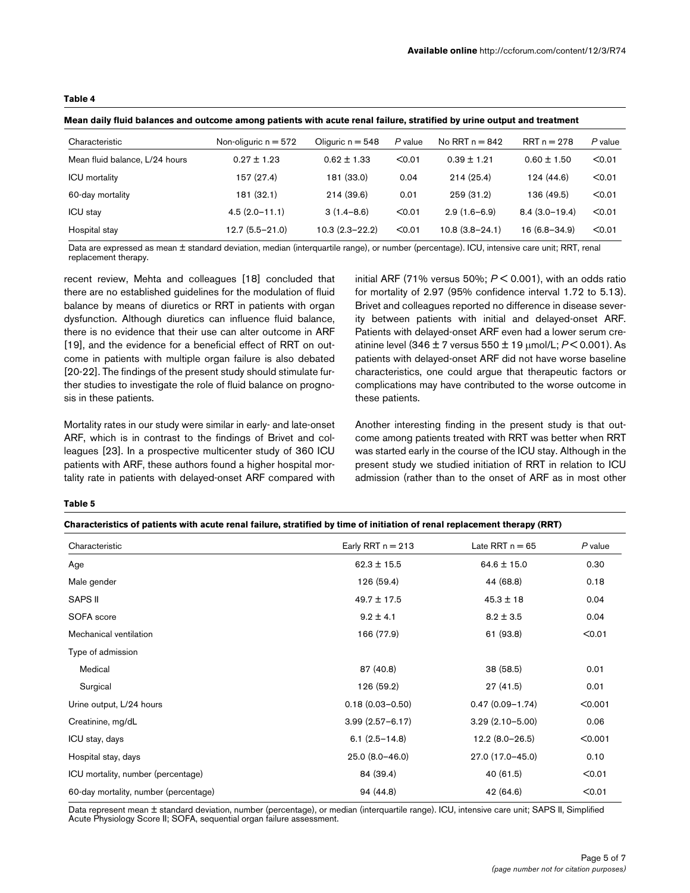**Table 4**

**Mean daily fluid balances and outcome among patients with acute renal failure, stratified by urine output and treatment**

| Characteristic | Non-oliguric n = 572 | Oliguric n = 548 | *P* value | No RRT n = 842 | RRT n = 278 | *P* value |
|---|---|---|---|---|---|---|
| Mean fluid balance, L/24 hours | 0.27 ± 1.23 | 0.62 ± 1.33 | <0.01 | 0.39 ± 1.21 | 0.60 ± 1.50 | <0.01 |
| ICU mortality | 157 (27.4) | 181 (33.0) | 0.04 | 214 (25.4) | 124 (44.6) | <0.01 |
| 60-day mortality | 181 (32.1) | 214 (39.6) | 0.01 | 259 (31.2) | 136 (49.5) | <0.01 |
| ICU stay | 4.5 (2.0–11.1) | 3 (1.4–8.6) | <0.01 | 2.9 (1.6–6.9) | 8.4 (3.0–19.4) | <0.01 |
| Hospital stay | 12.7 (5.5–21.0) | 10.3 (2.3–22.2) | <0.01 | 10.8 (3.8–24.1) | 16 (6.8–34.9) | <0.01 |

Data are expressed as mean ± standard deviation, median (interquartile range), or number (percentage). ICU, intensive care unit; RRT, renal replacement therapy.

recent review, Mehta and colleagues [18] concluded that there are no established guidelines for the modulation of fluid balance by means of diuretics or RRT in patients with organ dysfunction. Although diuretics can influence fluid balance, there is no evidence that their use can alter outcome in ARF [19], and the evidence for a beneficial effect of RRT on outcome in patients with multiple organ failure is also debated [20-22]. The findings of the present study should stimulate further studies to investigate the role of fluid balance on prognosis in these patients.

Mortality rates in our study were similar in early- and late-onset ARF, which is in contrast to the findings of Brivet and colleagues [23]. In a prospective multicenter study of 360 ICU patients with ARF, these authors found a higher hospital mortality rate in patients with delayed-onset ARF compared with initial ARF (71% versus 50%; $P < 0.001$), with an odds ratio for mortality of 2.97 (95% confidence interval 1.72 to 5.13). Brivet and colleagues reported no difference in disease severity between patients with initial and delayed-onset ARF. Patients with delayed-onset ARF even had a lower serum creatinine level (346 ± 7 versus 550 ± 19 μmol/L; $P < 0.001$). As patients with delayed-onset ARF did not have worse baseline characteristics, one could argue that therapeutic factors or complications may have contributed to the worse outcome in these patients.

Another interesting finding in the present study is that outcome among patients treated with RRT was better when RRT was started early in the course of the ICU stay. Although in the present study we studied initiation of RRT in relation to ICU admission (rather than to the onset of ARF as in most other

**Table 5**

**Characteristics of patients with acute renal failure, stratified by time of initiation of renal replacement therapy (RRT)**

| Characteristic | Early RRT n = 213 | Late RRT n = 65 | *P* value |
|---|---|---|---|
| Age | 62.3 ± 15.5 | 64.6 ± 15.0 | 0.30 |
| Male gender | 126 (59.4) | 44 (68.8) | 0.18 |
| SAPS II | 49.7 ± 17.5 | 45.3 ± 18 | 0.04 |
| SOFA score | 9.2 ± 4.1 | 8.2 ± 3.5 | 0.04 |
| Mechanical ventilation | 166 (77.9) | 61 (93.8) | <0.01 |
| Type of admission | | | |
| Medical | 87 (40.8) | 38 (58.5) | 0.01 |
| Surgical | 126 (59.2) | 27 (41.5) | 0.01 |
| Urine output, L/24 hours | 0.18 (0.03–0.50) | 0.47 (0.09–1.74) | <0.001 |
| Creatinine, mg/dL | 3.99 (2.57–6.17) | 3.29 (2.10–5.00) | 0.06 |
| ICU stay, days | 6.1 (2.5–14.8) | 12.2 (8.0–26.5) | <0.001 |
| Hospital stay, days | 25.0 (8.0–46.0) | 27.0 (17.0–45.0) | 0.10 |
| ICU mortality, number (percentage) | 84 (39.4) | 40 (61.5) | <0.01 |
| 60-day mortality, number (percentage) | 94 (44.8) | 42 (64.6) | <0.01 |

Data represent mean ± standard deviation, number (percentage), or median (interquartile range). ICU, intensive care unit; SAPS II, Simplified Acute Physiology Score II; SOFA, sequential organ failure assessment.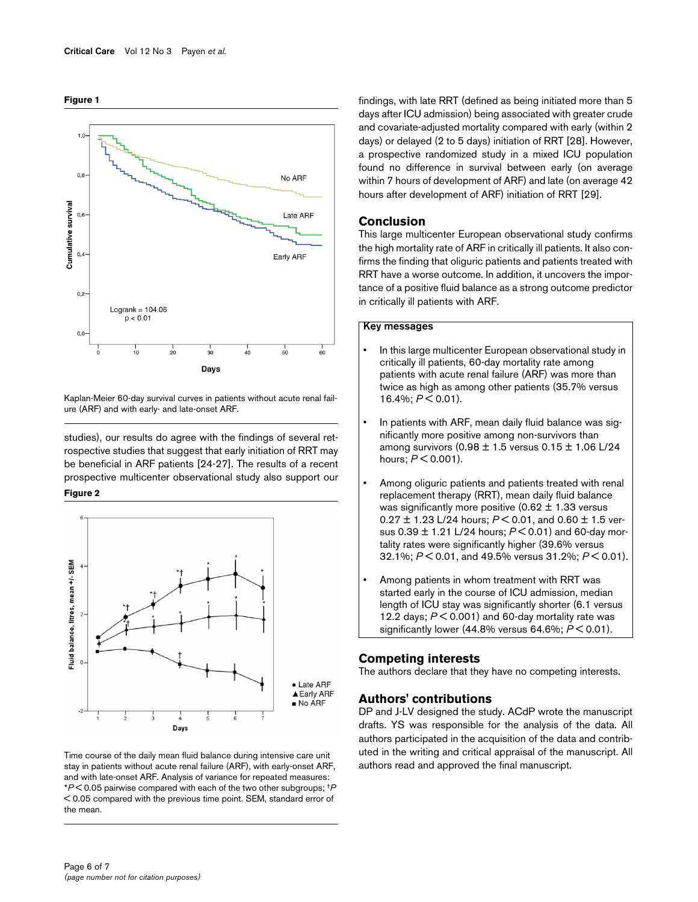**Figure 1**

Kaplan-Meier 60-day survival curves in patients without acute renal failure (ARF) and with early- and late-onset ARF.

studies), our results do agree with the findings of several retrospective studies that suggest that early initiation of RRT may be beneficial in ARF patients [24-27]. The results of a recent prospective multicenter observational study also support our findings, with late RRT (defined as being initiated more than 5 days after ICU admission) being associated with greater crude and covariate-adjusted mortality compared with early (within 2 days) or delayed (2 to 5 days) initiation of RRT [28]. However, a prospective randomized study in a mixed ICU population found no difference in survival between early (on average within 7 hours of development of ARF) and late (on average 42 hours after development of ARF) initiation of RRT [29].

**Figure 2**

Time course of the daily mean fluid balance during intensive care unit stay in patients without acute renal failure (ARF), with early-onset ARF, and with late-onset ARF. Analysis of variance for repeated measures: \*$P < 0.05$ pairwise compared with each of the two other subgroups; †$P < 0.05$ compared with the previous time point. SEM, standard error of the mean.

## Conclusion

This large multicenter European observational study confirms the high mortality rate of ARF in critically ill patients. It also confirms the finding that oliguric patients and patients treated with RRT have a worse outcome. In addition, it uncovers the importance of a positive fluid balance as a strong outcome predictor in critically ill patients with ARF.

**Key messages**

- In this large multicenter European observational study in critically ill patients, 60-day mortality rate among patients with acute renal failure (ARF) was more than twice as high as among other patients (35.7% versus 16.4%; $P < 0.01$).
- In patients with ARF, mean daily fluid balance was significantly more positive among non-survivors than among survivors ($0.98 \pm 1.5$ versus $0.15 \pm 1.06$ L/24 hours; $P < 0.001$).
- Among oliguric patients and patients treated with renal replacement therapy (RRT), mean daily fluid balance was significantly more positive ($0.62 \pm 1.33$ versus $0.27 \pm 1.23$ L/24 hours; $P < 0.01$, and $0.60 \pm 1.5$ versus $0.39 \pm 1.21$ L/24 hours; $P < 0.01$) and 60-day mortality rates were significantly higher (39.6% versus 32.1%; $P < 0.01$, and 49.5% versus 31.2%; $P < 0.01$).
- Among patients in whom treatment with RRT was started early in the course of ICU admission, median length of ICU stay was significantly shorter (6.1 versus 12.2 days; $P < 0.001$) and 60-day mortality rate was significantly lower (44.8% versus 64.6%; $P < 0.01$).

## Competing interests

The authors declare that they have no competing interests.

## Authors' contributions

DP and J-LV designed the study. ACdP wrote the manuscript drafts. YS was responsible for the analysis of the data. All authors participated in the acquisition of the data and contributed in the writing and critical appraisal of the manuscript. All authors read and approved the final manuscript.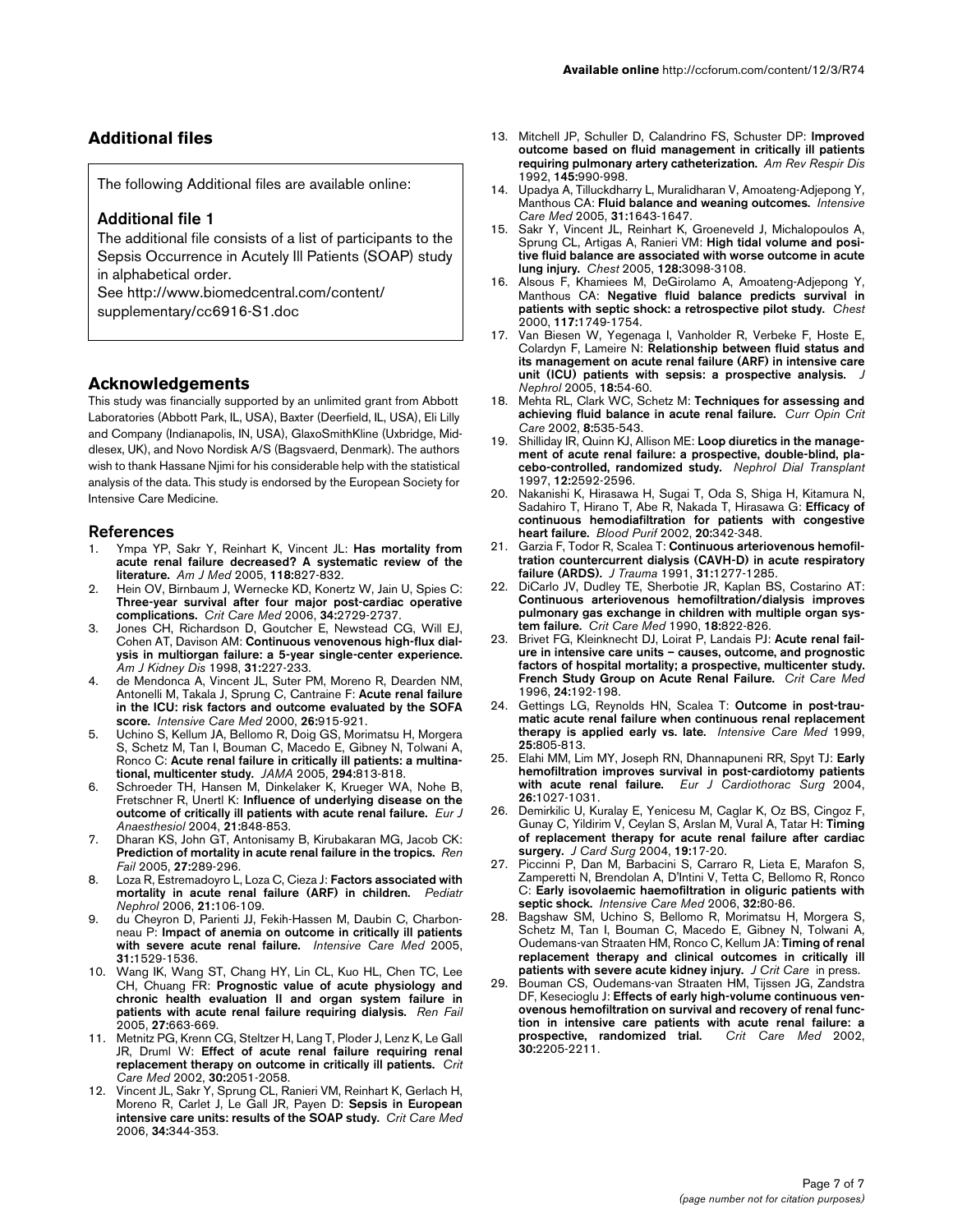## Additional files

The following Additional files are available online:

### Additional file 1

The additional file consists of a list of participants to the Sepsis Occurrence in Acutely Ill Patients (SOAP) study in alphabetical order.
See http://www.biomedcentral.com/content/supplementary/cc6916-S1.doc

## Acknowledgements

This study was financially supported by an unlimited grant from Abbott Laboratories (Abbott Park, IL, USA), Baxter (Deerfield, IL, USA), Eli Lilly and Company (Indianapolis, IN, USA), GlaxoSmithKline (Uxbridge, Middlesex, UK), and Novo Nordisk A/S (Bagsvaerd, Denmark). The authors wish to thank Hassane Njimi for his considerable help with the statistical analysis of the data. This study is endorsed by the European Society for Intensive Care Medicine.

## References

1. Ympa YP, Sakr Y, Reinhart K, Vincent JL: **Has mortality from acute renal failure decreased? A systematic review of the literature.** *Am J Med* 2005, **118:**827-832.
2. Hein OV, Birnbaum J, Wernecke KD, Konertz W, Jain U, Spies C: **Three-year survival after four major post-cardiac operative complications.** *Crit Care Med* 2006, **34:**2729-2737.
3. Jones CH, Richardson D, Goutcher E, Newstead CG, Will EJ, Cohen AT, Davison AM: **Continuous venovenous high-flux dialysis in multiorgan failure: a 5-year single-center experience.** *Am J Kidney Dis* 1998, **31:**227-233.
4. de Mendonca A, Vincent JL, Suter PM, Moreno R, Dearden NM, Antonelli M, Takala J, Sprung C, Cantraine F: **Acute renal failure in the ICU: risk factors and outcome evaluated by the SOFA score.** *Intensive Care Med* 2000, **26:**915-921.
5. Uchino S, Kellum JA, Bellomo R, Doig GS, Morimatsu H, Morgera S, Schetz M, Tan I, Bouman C, Macedo E, Gibney N, Tolwani A, Ronco C: **Acute renal failure in critically ill patients: a multinational, multicenter study.** *JAMA* 2005, **294:**813-818.
6. Schroeder TH, Hansen M, Dinkelaker K, Krueger WA, Nohe B, Fretschner R, Unertl K: **Influence of underlying disease on the outcome of critically ill patients with acute renal failure.** *Eur J Anaesthesiol* 2004, **21:**848-853.
7. Dharan KS, John GT, Antonisamy B, Kirubakaran MG, Jacob CK: **Prediction of mortality in acute renal failure in the tropics.** *Ren Fail* 2005, **27:**289-296.
8. Loza R, Estremadoyro L, Loza C, Cieza J: **Factors associated with mortality in acute renal failure (ARF) in children.** *Pediatr Nephrol* 2006, **21:**106-109.
9. du Cheyron D, Parienti JJ, Fekih-Hassen M, Daubin C, Charbonneau P: **Impact of anemia on outcome in critically ill patients with severe acute renal failure.** *Intensive Care Med* 2005, **31:**1529-1536.
10. Wang IK, Wang ST, Chang HY, Lin CL, Kuo HL, Chen TC, Lee CH, Chuang FR: **Prognostic value of acute physiology and chronic health evaluation II and organ system failure in patients with acute renal failure requiring dialysis.** *Ren Fail* 2005, **27:**663-669.
11. Metnitz PG, Krenn CG, Steltzer H, Lang T, Ploder J, Lenz K, Le Gall JR, Druml W: **Effect of acute renal failure requiring renal replacement therapy on outcome in critically ill patients.** *Crit Care Med* 2002, **30:**2051-2058.
12. Vincent JL, Sakr Y, Sprung CL, Ranieri VM, Reinhart K, Gerlach H, Moreno R, Carlet J, Le Gall JR, Payen D: **Sepsis in European intensive care units: results of the SOAP study.** *Crit Care Med* 2006, **34:**344-353.
13. Mitchell JP, Schuller D, Calandrino FS, Schuster DP: **Improved outcome based on fluid management in critically ill patients requiring pulmonary artery catheterization.** *Am Rev Respir Dis* 1992, **145:**990-998.
14. Upadya A, Tilluckdharry L, Muralidharan V, Amoateng-Adjepong Y, Manthous CA: **Fluid balance and weaning outcomes.** *Intensive Care Med* 2005, **31:**1643-1647.
15. Sakr Y, Vincent JL, Reinhart K, Groeneveld J, Michalopoulos A, Sprung CL, Artigas A, Ranieri VM: **High tidal volume and positive fluid balance are associated with worse outcome in acute lung injury.** *Chest* 2005, **128:**3098-3108.
16. Alsous F, Khamiees M, DeGirolamo A, Amoateng-Adjepong Y, Manthous CA: **Negative fluid balance predicts survival in patients with septic shock: a retrospective pilot study.** *Chest* 2000, **117:**1749-1754.
17. Van Biesen W, Yegenaga I, Vanholder R, Verbeke F, Hoste E, Colardyn F, Lameire N: **Relationship between fluid status and its management on acute renal failure (ARF) in intensive care unit (ICU) patients with sepsis: a prospective analysis.** *J Nephrol* 2005, **18:**54-60.
18. Mehta RL, Clark WC, Schetz M: **Techniques for assessing and achieving fluid balance in acute renal failure.** *Curr Opin Crit Care* 2002, **8:**535-543.
19. Shilliday IR, Quinn KJ, Allison ME: **Loop diuretics in the management of acute renal failure: a prospective, double-blind, placebo-controlled, randomized study.** *Nephrol Dial Transplant* 1997, **12:**2592-2596.
20. Nakanishi K, Hirasawa H, Sugai T, Oda S, Shiga H, Kitamura N, Sadahiro T, Hirano T, Abe R, Nakada T, Hirasawa G: **Efficacy of continuous hemodiafiltration for patients with congestive heart failure.** *Blood Purif* 2002, **20:**342-348.
21. Garzia F, Todor R, Scalea T: **Continuous arteriovenous hemofiltration countercurrent dialysis (CAVH-D) in acute respiratory failure (ARDS).** *J Trauma* 1991, **31:**1277-1285.
22. DiCarlo JV, Dudley TE, Sherbotie JR, Kaplan BS, Costarino AT: **Continuous arteriovenous hemofiltration/dialysis improves pulmonary gas exchange in children with multiple organ system failure.** *Crit Care Med* 1990, **18:**822-826.
23. Brivet FG, Kleinknecht DJ, Loirat P, Landais PJ: **Acute renal failure in intensive care units – causes, outcome, and prognostic factors of hospital mortality; a prospective, multicenter study. French Study Group on Acute Renal Failure.** *Crit Care Med* 1996, **24:**192-198.
24. Gettings LG, Reynolds HN, Scalea T: **Outcome in post-traumatic acute renal failure when continuous renal replacement therapy is applied early vs. late.** *Intensive Care Med* 1999, **25:**805-813.
25. Elahi MM, Lim MY, Joseph RN, Dhannapuneni RR, Spyt TJ: **Early hemofiltration improves survival in post-cardiotomy patients with acute renal failure.** *Eur J Cardiothorac Surg* 2004, **26:**1027-1031.
26. Demirkilic U, Kuralay E, Yenicesu M, Caglar K, Oz BS, Cingoz F, Gunay C, Yildirim V, Ceylan S, Arslan M, Vural A, Tatar H: **Timing of replacement therapy for acute renal failure after cardiac surgery.** *J Card Surg* 2004, **19:**17-20.
27. Piccinni P, Dan M, Barbacini S, Carraro R, Lieta E, Marafon S, Zamperetti N, Brendolan A, D'Intini V, Tetta C, Bellomo R, Ronco C: **Early isovolaemic haemofiltration in oliguric patients with septic shock.** *Intensive Care Med* 2006, **32:**80-86.
28. Bagshaw SM, Uchino S, Bellomo R, Morimatsu H, Morgera S, Schetz M, Tan I, Bouman C, Macedo E, Gibney N, Tolwani A, Oudemans-van Straaten HM, Ronco C, Kellum JA: **Timing of renal replacement therapy and clinical outcomes in critically ill patients with severe acute kidney injury.** *J Crit Care* in press.
29. Bouman CS, Oudemans-van Straaten HM, Tijssen JG, Zandstra DF, Kesecioglu J: **Effects of early high-volume continuous venovenous hemofiltration on survival and recovery of renal function in intensive care patients with acute renal failure: a prospective, randomized trial.** *Crit Care Med* 2002, **30:**2205-2211.